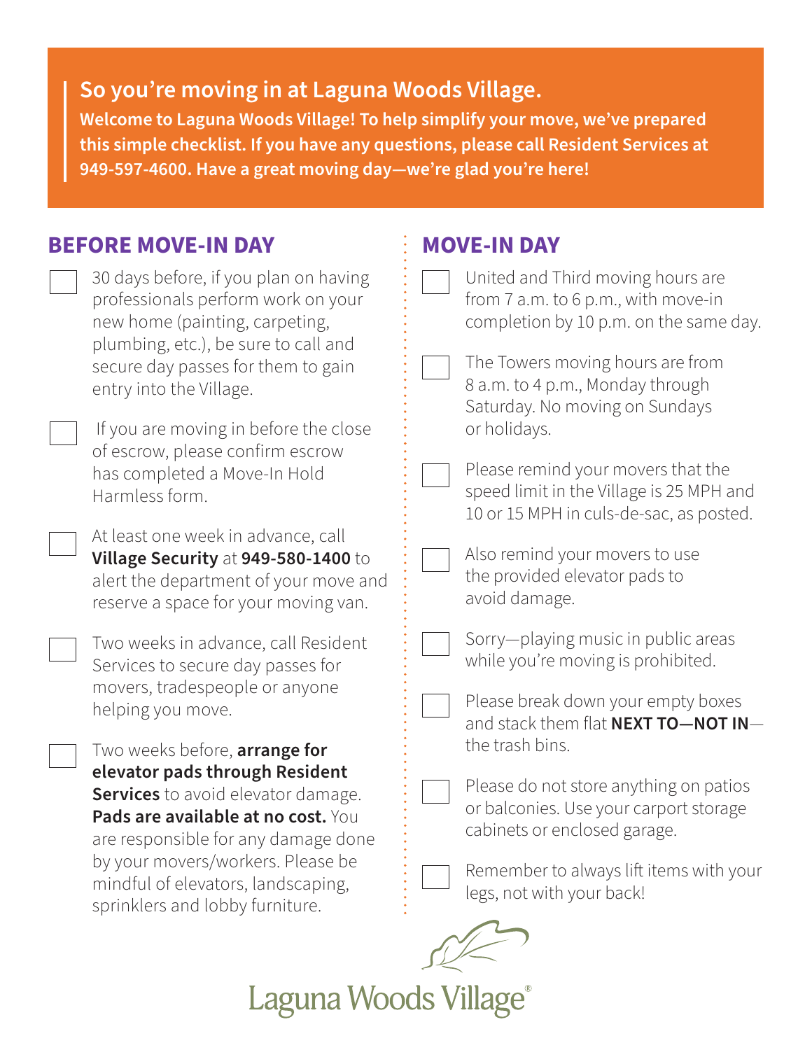## So you're moving in at Laguna Woods Village.

**Welcome to Laguna Woods Village! To help simplify your move, we've prepared this simple checklist. If you have any questions, please call Resident Services at 949-597-4600. Have a great moving day—we're glad you're here!**

## BEFORE MOVE-IN DAY

- [ ] 30 days before, if you plan on having professionals perform work on your new home (painting, carpeting, plumbing, etc.), be sure to call and secure day passes for them to gain entry into the Village.
- [ ] If you are moving in before the close of escrow, please confirm escrow has completed a Move-In Hold Harmless form.
- [ ] At least one week in advance, call **Village Security** at **949-580-1400** to alert the department of your move and reserve a space for your moving van.
- [ ] Two weeks in advance, call Resident Services to secure day passes for movers, tradespeople or anyone helping you move.
- [ ] Two weeks before, **arrange for elevator pads through Resident Services** to avoid elevator damage. **Pads are available at no cost.** You are responsible for any damage done by your movers/workers. Please be mindful of elevators, landscaping, sprinklers and lobby furniture.

## MOVE-IN DAY

- [ ] United and Third moving hours are from 7 a.m. to 6 p.m., with move-in completion by 10 p.m. on the same day.
- [ ] The Towers moving hours are from 8 a.m. to 4 p.m., Monday through Saturday. No moving on Sundays or holidays.
- [ ] Please remind your movers that the speed limit in the Village is 25 MPH and 10 or 15 MPH in culs-de-sac, as posted.
- [ ] Also remind your movers to use the provided elevator pads to avoid damage.
- [ ] Sorry—playing music in public areas while you're moving is prohibited.
- [ ] Please break down your empty boxes and stack them flat **NEXT TO—NOT IN**—the trash bins.
- [ ] Please do not store anything on patios or balconies. Use your carport storage cabinets or enclosed garage.
- [ ] Remember to always lift items with your legs, not with your back!

Laguna Woods Village®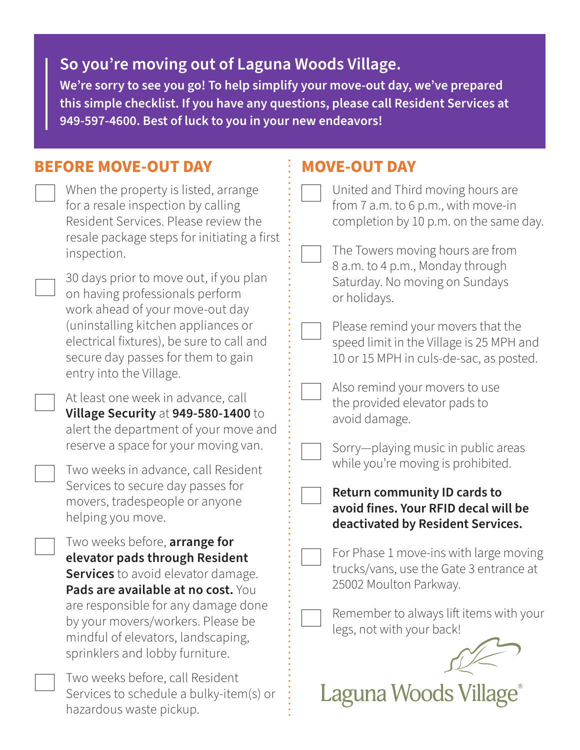**So you're moving out of Laguna Woods Village.**

**We're sorry to see you go! To help simplify your move-out day, we've prepared this simple checklist. If you have any questions, please call Resident Services at 949-597-4600. Best of luck to you in your new endeavors!**

## BEFORE MOVE-OUT DAY

- ☐ When the property is listed, arrange for a resale inspection by calling Resident Services. Please review the resale package steps for initiating a first inspection.
- ☐ 30 days prior to move out, if you plan on having professionals perform work ahead of your move-out day (uninstalling kitchen appliances or electrical fixtures), be sure to call and secure day passes for them to gain entry into the Village.
- ☐ At least one week in advance, call **Village Security** at **949-580-1400** to alert the department of your move and reserve a space for your moving van.
- ☐ Two weeks in advance, call Resident Services to secure day passes for movers, tradespeople or anyone helping you move.
- ☐ Two weeks before, **arrange for elevator pads through Resident Services** to avoid elevator damage. **Pads are available at no cost.** You are responsible for any damage done by your movers/workers. Please be mindful of elevators, landscaping, sprinklers and lobby furniture.
- ☐ Two weeks before, call Resident Services to schedule a bulky-item(s) or hazardous waste pickup.

## MOVE-OUT DAY

- ☐ United and Third moving hours are from 7 a.m. to 6 p.m., with move-in completion by 10 p.m. on the same day.
- ☐ The Towers moving hours are from 8 a.m. to 4 p.m., Monday through Saturday. No moving on Sundays or holidays.
- ☐ Please remind your movers that the speed limit in the Village is 25 MPH and 10 or 15 MPH in culs-de-sac, as posted.
- ☐ Also remind your movers to use the provided elevator pads to avoid damage.
- ☐ Sorry—playing music in public areas while you're moving is prohibited.
- ☐ **Return community ID cards to avoid fines. Your RFID decal will be deactivated by Resident Services.**
- ☐ For Phase 1 move-ins with large moving trucks/vans, use the Gate 3 entrance at 25002 Moulton Parkway.
- ☐ Remember to always lift items with your legs, not with your back!

Laguna Woods Village®